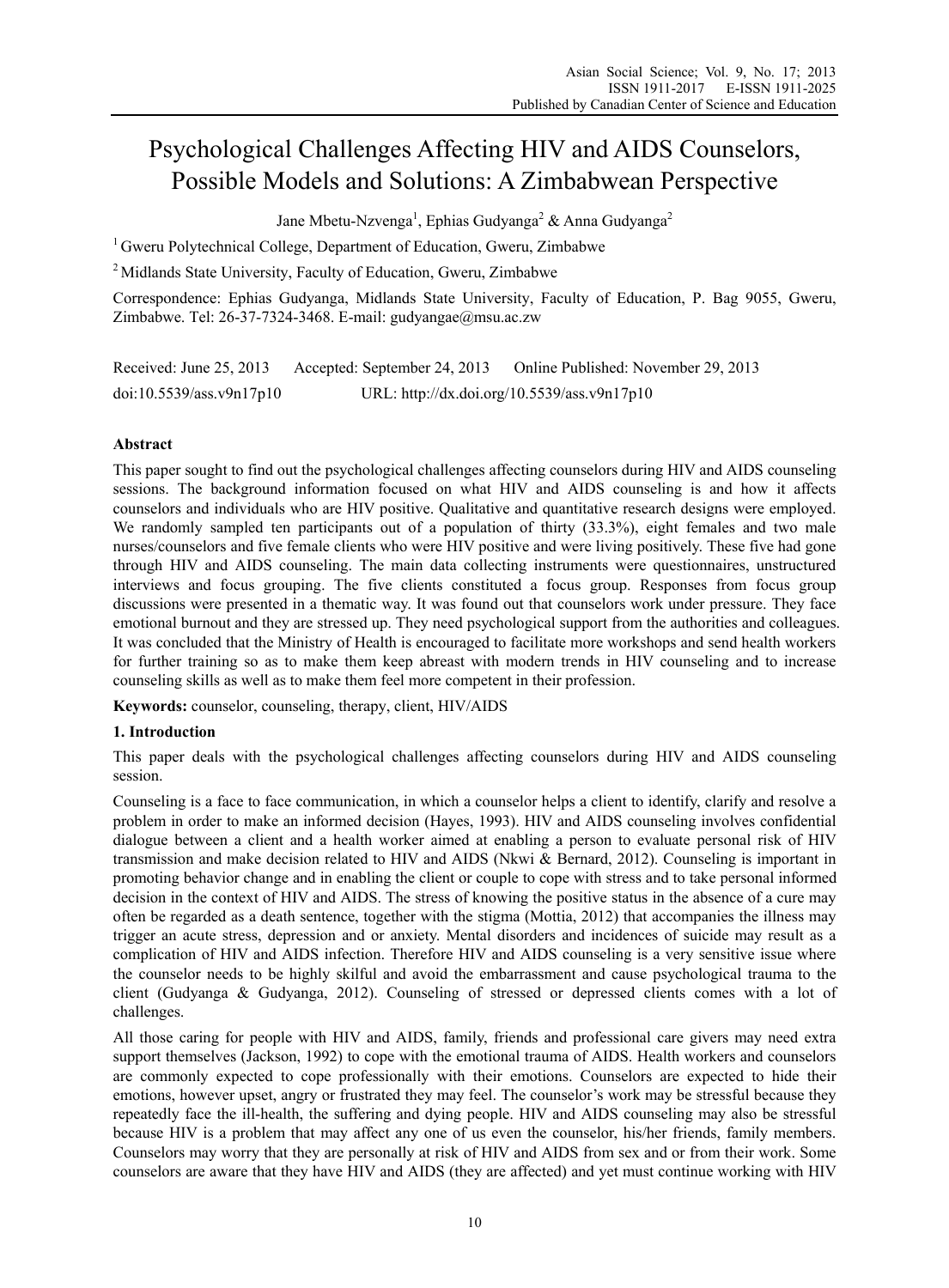# Psychological Challenges Affecting HIV and AIDS Counselors, Possible Models and Solutions: A Zimbabwean Perspective

Jane Mbetu-Nzvenga[1], Ephias Gudyanga[2] & Anna Gudyanga[2]

[1] Gweru Polytechnical College, Department of Education, Gweru, Zimbabwe

[2] Midlands State University, Faculty of Education, Gweru, Zimbabwe

Correspondence: Ephias Gudyanga, Midlands State University, Faculty of Education, P. Bag 9055, Gweru, Zimbabwe. Tel: 26-37-7324-3468. E-mail: gudyangae@msu.ac.zw

Received: June 25, 2013 Accepted: September 24, 2013 Online Published: November 29, 2013

doi:10.5539/ass.v9n17p10 URL: http://dx.doi.org/10.5539/ass.v9n17p10

## Abstract

This paper sought to find out the psychological challenges affecting counselors during HIV and AIDS counseling sessions. The background information focused on what HIV and AIDS counseling is and how it affects counselors and individuals who are HIV positive. Qualitative and quantitative research designs were employed. We randomly sampled ten participants out of a population of thirty (33.3%), eight females and two male nurses/counselors and five female clients who were HIV positive and were living positively. These five had gone through HIV and AIDS counseling. The main data collecting instruments were questionnaires, unstructured interviews and focus grouping. The five clients constituted a focus group. Responses from focus group discussions were presented in a thematic way. It was found out that counselors work under pressure. They face emotional burnout and they are stressed up. They need psychological support from the authorities and colleagues. It was concluded that the Ministry of Health is encouraged to facilitate more workshops and send health workers for further training so as to make them keep abreast with modern trends in HIV counseling and to increase counseling skills as well as to make them feel more competent in their profession.

**Keywords:** counselor, counseling, therapy, client, HIV/AIDS

## 1. Introduction

This paper deals with the psychological challenges affecting counselors during HIV and AIDS counseling session.

Counseling is a face to face communication, in which a counselor helps a client to identify, clarify and resolve a problem in order to make an informed decision (Hayes, 1993). HIV and AIDS counseling involves confidential dialogue between a client and a health worker aimed at enabling a person to evaluate personal risk of HIV transmission and make decision related to HIV and AIDS (Nkwi & Bernard, 2012). Counseling is important in promoting behavior change and in enabling the client or couple to cope with stress and to take personal informed decision in the context of HIV and AIDS. The stress of knowing the positive status in the absence of a cure may often be regarded as a death sentence, together with the stigma (Mottia, 2012) that accompanies the illness may trigger an acute stress, depression and or anxiety. Mental disorders and incidences of suicide may result as a complication of HIV and AIDS infection. Therefore HIV and AIDS counseling is a very sensitive issue where the counselor needs to be highly skilful and avoid the embarrassment and cause psychological trauma to the client (Gudyanga & Gudyanga, 2012). Counseling of stressed or depressed clients comes with a lot of challenges.

All those caring for people with HIV and AIDS, family, friends and professional care givers may need extra support themselves (Jackson, 1992) to cope with the emotional trauma of AIDS. Health workers and counselors are commonly expected to cope professionally with their emotions. Counselors are expected to hide their emotions, however upset, angry or frustrated they may feel. The counselor's work may be stressful because they repeatedly face the ill-health, the suffering and dying people. HIV and AIDS counseling may also be stressful because HIV is a problem that may affect any one of us even the counselor, his/her friends, family members. Counselors may worry that they are personally at risk of HIV and AIDS from sex and or from their work. Some counselors are aware that they have HIV and AIDS (they are affected) and yet must continue working with HIV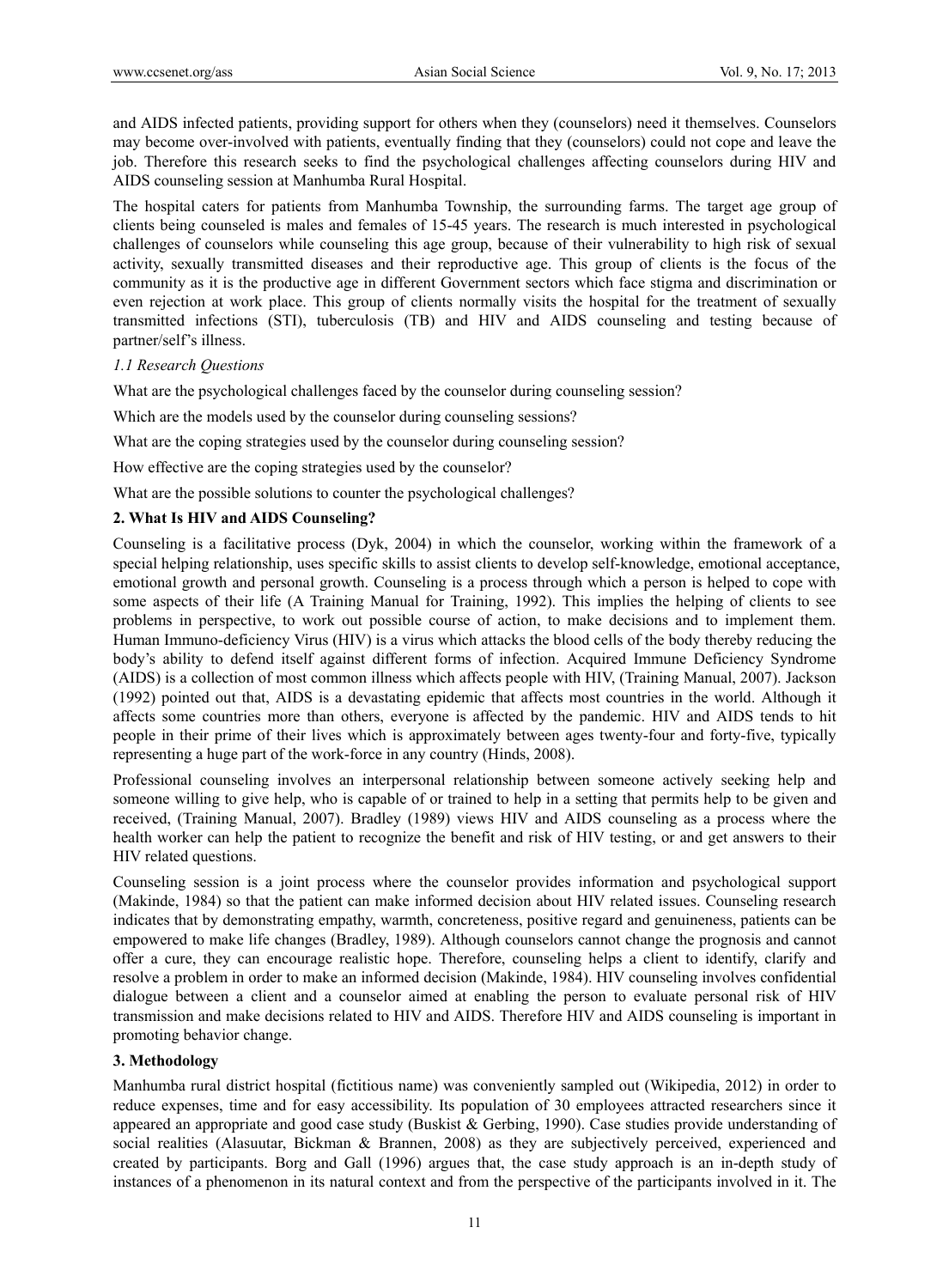and AIDS infected patients, providing support for others when they (counselors) need it themselves. Counselors may become over-involved with patients, eventually finding that they (counselors) could not cope and leave the job. Therefore this research seeks to find the psychological challenges affecting counselors during HIV and AIDS counseling session at Manhumba Rural Hospital.

The hospital caters for patients from Manhumba Township, the surrounding farms. The target age group of clients being counseled is males and females of 15-45 years. The research is much interested in psychological challenges of counselors while counseling this age group, because of their vulnerability to high risk of sexual activity, sexually transmitted diseases and their reproductive age. This group of clients is the focus of the community as it is the productive age in different Government sectors which face stigma and discrimination or even rejection at work place. This group of clients normally visits the hospital for the treatment of sexually transmitted infections (STI), tuberculosis (TB) and HIV and AIDS counseling and testing because of partner/self's illness.

### *1.1 Research Questions*

What are the psychological challenges faced by the counselor during counseling session?

Which are the models used by the counselor during counseling sessions?

What are the coping strategies used by the counselor during counseling session?

How effective are the coping strategies used by the counselor?

What are the possible solutions to counter the psychological challenges?

## 2. What Is HIV and AIDS Counseling?

Counseling is a facilitative process (Dyk, 2004) in which the counselor, working within the framework of a special helping relationship, uses specific skills to assist clients to develop self-knowledge, emotional acceptance, emotional growth and personal growth. Counseling is a process through which a person is helped to cope with some aspects of their life (A Training Manual for Training, 1992). This implies the helping of clients to see problems in perspective, to work out possible course of action, to make decisions and to implement them. Human Immuno-deficiency Virus (HIV) is a virus which attacks the blood cells of the body thereby reducing the body's ability to defend itself against different forms of infection. Acquired Immune Deficiency Syndrome (AIDS) is a collection of most common illness which affects people with HIV, (Training Manual, 2007). Jackson (1992) pointed out that, AIDS is a devastating epidemic that affects most countries in the world. Although it affects some countries more than others, everyone is affected by the pandemic. HIV and AIDS tends to hit people in their prime of their lives which is approximately between ages twenty-four and forty-five, typically representing a huge part of the work-force in any country (Hinds, 2008).

Professional counseling involves an interpersonal relationship between someone actively seeking help and someone willing to give help, who is capable of or trained to help in a setting that permits help to be given and received, (Training Manual, 2007). Bradley (1989) views HIV and AIDS counseling as a process where the health worker can help the patient to recognize the benefit and risk of HIV testing, or and get answers to their HIV related questions.

Counseling session is a joint process where the counselor provides information and psychological support (Makinde, 1984) so that the patient can make informed decision about HIV related issues. Counseling research indicates that by demonstrating empathy, warmth, concreteness, positive regard and genuineness, patients can be empowered to make life changes (Bradley, 1989). Although counselors cannot change the prognosis and cannot offer a cure, they can encourage realistic hope. Therefore, counseling helps a client to identify, clarify and resolve a problem in order to make an informed decision (Makinde, 1984). HIV counseling involves confidential dialogue between a client and a counselor aimed at enabling the person to evaluate personal risk of HIV transmission and make decisions related to HIV and AIDS. Therefore HIV and AIDS counseling is important in promoting behavior change.

## 3. Methodology

Manhumba rural district hospital (fictitious name) was conveniently sampled out (Wikipedia, 2012) in order to reduce expenses, time and for easy accessibility. Its population of 30 employees attracted researchers since it appeared an appropriate and good case study (Buskist & Gerbing, 1990). Case studies provide understanding of social realities (Alasuutar, Bickman & Brannen, 2008) as they are subjectively perceived, experienced and created by participants. Borg and Gall (1996) argues that, the case study approach is an in-depth study of instances of a phenomenon in its natural context and from the perspective of the participants involved in it. The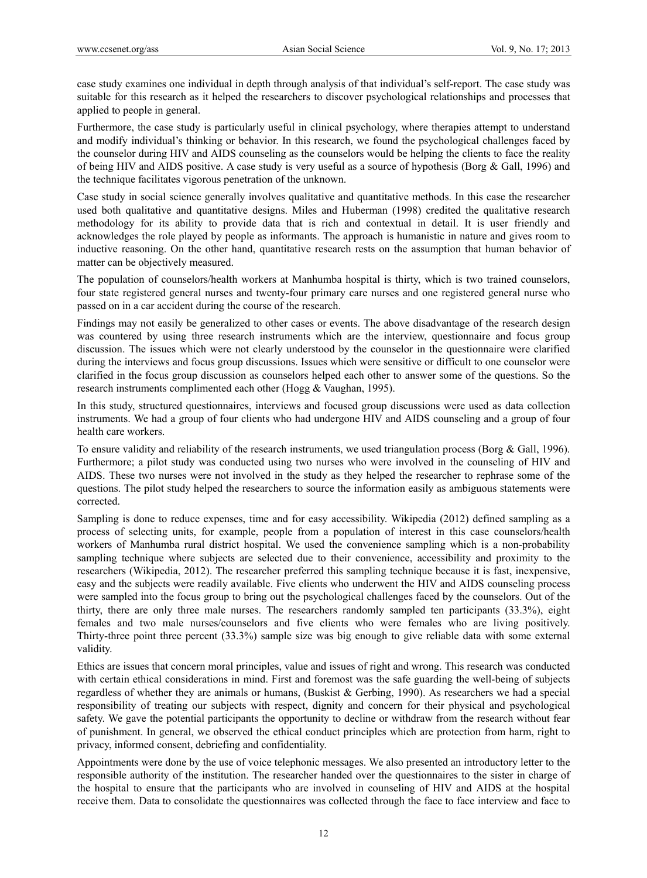case study examines one individual in depth through analysis of that individual's self-report. The case study was suitable for this research as it helped the researchers to discover psychological relationships and processes that applied to people in general.

Furthermore, the case study is particularly useful in clinical psychology, where therapies attempt to understand and modify individual's thinking or behavior. In this research, we found the psychological challenges faced by the counselor during HIV and AIDS counseling as the counselors would be helping the clients to face the reality of being HIV and AIDS positive. A case study is very useful as a source of hypothesis (Borg & Gall, 1996) and the technique facilitates vigorous penetration of the unknown.

Case study in social science generally involves qualitative and quantitative methods. In this case the researcher used both qualitative and quantitative designs. Miles and Huberman (1998) credited the qualitative research methodology for its ability to provide data that is rich and contextual in detail. It is user friendly and acknowledges the role played by people as informants. The approach is humanistic in nature and gives room to inductive reasoning. On the other hand, quantitative research rests on the assumption that human behavior of matter can be objectively measured.

The population of counselors/health workers at Manhumba hospital is thirty, which is two trained counselors, four state registered general nurses and twenty-four primary care nurses and one registered general nurse who passed on in a car accident during the course of the research.

Findings may not easily be generalized to other cases or events. The above disadvantage of the research design was countered by using three research instruments which are the interview, questionnaire and focus group discussion. The issues which were not clearly understood by the counselor in the questionnaire were clarified during the interviews and focus group discussions. Issues which were sensitive or difficult to one counselor were clarified in the focus group discussion as counselors helped each other to answer some of the questions. So the research instruments complimented each other (Hogg & Vaughan, 1995).

In this study, structured questionnaires, interviews and focused group discussions were used as data collection instruments. We had a group of four clients who had undergone HIV and AIDS counseling and a group of four health care workers.

To ensure validity and reliability of the research instruments, we used triangulation process (Borg & Gall, 1996). Furthermore; a pilot study was conducted using two nurses who were involved in the counseling of HIV and AIDS. These two nurses were not involved in the study as they helped the researcher to rephrase some of the questions. The pilot study helped the researchers to source the information easily as ambiguous statements were corrected.

Sampling is done to reduce expenses, time and for easy accessibility. Wikipedia (2012) defined sampling as a process of selecting units, for example, people from a population of interest in this case counselors/health workers of Manhumba rural district hospital. We used the convenience sampling which is a non-probability sampling technique where subjects are selected due to their convenience, accessibility and proximity to the researchers (Wikipedia, 2012). The researcher preferred this sampling technique because it is fast, inexpensive, easy and the subjects were readily available. Five clients who underwent the HIV and AIDS counseling process were sampled into the focus group to bring out the psychological challenges faced by the counselors. Out of the thirty, there are only three male nurses. The researchers randomly sampled ten participants (33.3%), eight females and two male nurses/counselors and five clients who were females who are living positively. Thirty-three point three percent (33.3%) sample size was big enough to give reliable data with some external validity.

Ethics are issues that concern moral principles, value and issues of right and wrong. This research was conducted with certain ethical considerations in mind. First and foremost was the safe guarding the well-being of subjects regardless of whether they are animals or humans, (Buskist & Gerbing, 1990). As researchers we had a special responsibility of treating our subjects with respect, dignity and concern for their physical and psychological safety. We gave the potential participants the opportunity to decline or withdraw from the research without fear of punishment. In general, we observed the ethical conduct principles which are protection from harm, right to privacy, informed consent, debriefing and confidentiality.

Appointments were done by the use of voice telephonic messages. We also presented an introductory letter to the responsible authority of the institution. The researcher handed over the questionnaires to the sister in charge of the hospital to ensure that the participants who are involved in counseling of HIV and AIDS at the hospital receive them. Data to consolidate the questionnaires was collected through the face to face interview and face to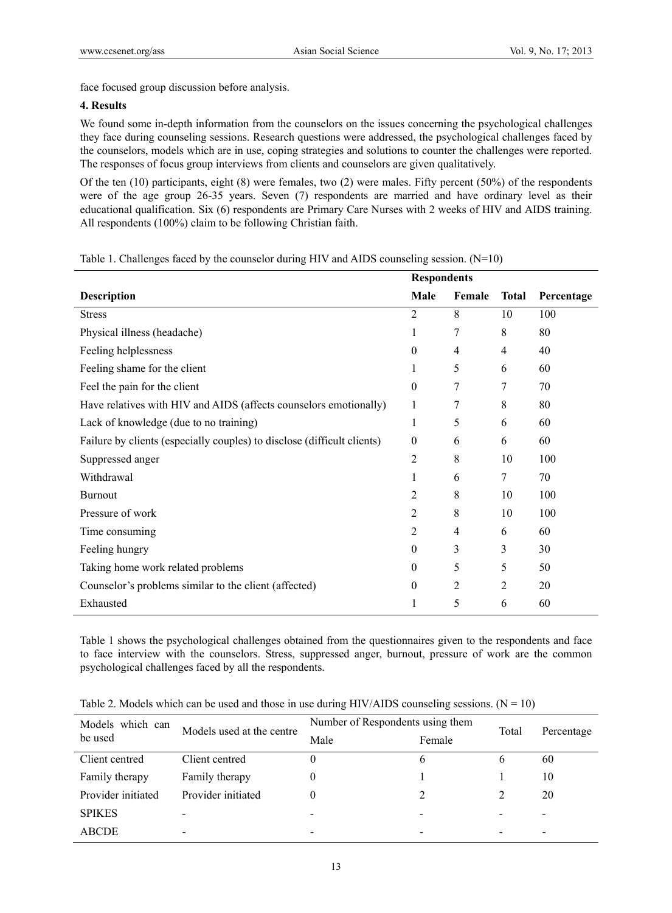face focused group discussion before analysis.

## 4. Results

We found some in-depth information from the counselors on the issues concerning the psychological challenges they face during counseling sessions. Research questions were addressed, the psychological challenges faced by the counselors, models which are in use, coping strategies and solutions to counter the challenges were reported. The responses of focus group interviews from clients and counselors are given qualitatively.

Of the ten (10) participants, eight (8) were females, two (2) were males. Fifty percent (50%) of the respondents were of the age group 26-35 years. Seven (7) respondents are married and have ordinary level as their educational qualification. Six (6) respondents are Primary Care Nurses with 2 weeks of HIV and AIDS training. All respondents (100%) claim to be following Christian faith.

Table 1. Challenges faced by the counselor during HIV and AIDS counseling session. (N=10)

| | Respondents | | | |
|---|---|---|---|---|
| **Description** | **Male** | **Female** | **Total** | **Percentage** |
| Stress | 2 | 8 | 10 | 100 |
| Physical illness (headache) | 1 | 7 | 8 | 80 |
| Feeling helplessness | 0 | 4 | 4 | 40 |
| Feeling shame for the client | 1 | 5 | 6 | 60 |
| Feel the pain for the client | 0 | 7 | 7 | 70 |
| Have relatives with HIV and AIDS (affects counselors emotionally) | 1 | 7 | 8 | 80 |
| Lack of knowledge (due to no training) | 1 | 5 | 6 | 60 |
| Failure by clients (especially couples) to disclose (difficult clients) | 0 | 6 | 6 | 60 |
| Suppressed anger | 2 | 8 | 10 | 100 |
| Withdrawal | 1 | 6 | 7 | 70 |
| Burnout | 2 | 8 | 10 | 100 |
| Pressure of work | 2 | 8 | 10 | 100 |
| Time consuming | 2 | 4 | 6 | 60 |
| Feeling hungry | 0 | 3 | 3 | 30 |
| Taking home work related problems | 0 | 5 | 5 | 50 |
| Counselor's problems similar to the client (affected) | 0 | 2 | 2 | 20 |
| Exhausted | 1 | 5 | 6 | 60 |

Table 1 shows the psychological challenges obtained from the questionnaires given to the respondents and face to face interview with the counselors. Stress, suppressed anger, burnout, pressure of work are the common psychological challenges faced by all the respondents.

Table 2. Models which can be used and those in use during HIV/AIDS counseling sessions. (N = 10)

| Models which can be used | Models used at the centre | Number of Respondents using them | | Total | Percentage |
|---|---|---|---|---|---|
| | | Male | Female | | |
| Client centred | Client centred | 0 | 6 | 6 | 60 |
| Family therapy | Family therapy | 0 | 1 | 1 | 10 |
| Provider initiated | Provider initiated | 0 | 2 | 2 | 20 |
| SPIKES | - | - | - | - | - |
| ABCDE | - | - | - | - | - |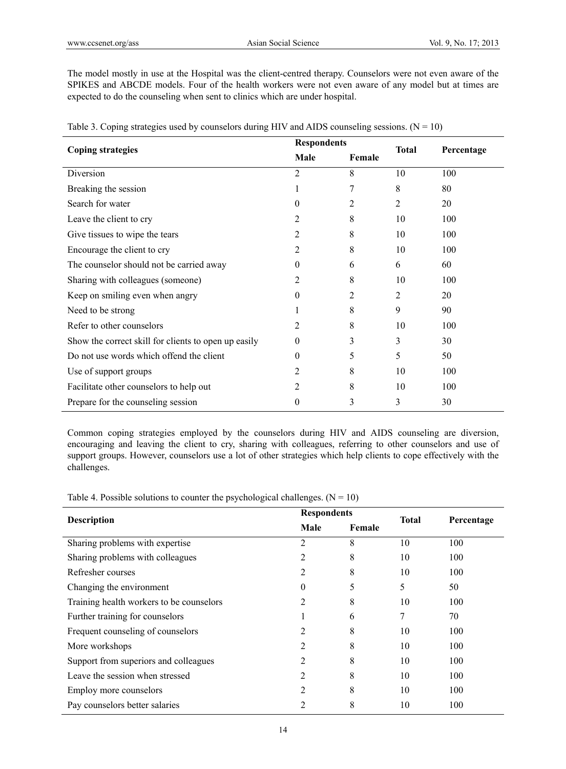The model mostly in use at the Hospital was the client-centred therapy. Counselors were not even aware of the SPIKES and ABCDE models. Four of the health workers were not even aware of any model but at times are expected to do the counseling when sent to clinics which are under hospital.

Table 3. Coping strategies used by counselors during HIV and AIDS counseling sessions. (N = 10)

| Coping strategies | Respondents | | Total | Percentage |
|---|---|---|---|---|
| | Male | Female | | |
| Diversion | 2 | 8 | 10 | 100 |
| Breaking the session | 1 | 7 | 8 | 80 |
| Search for water | 0 | 2 | 2 | 20 |
| Leave the client to cry | 2 | 8 | 10 | 100 |
| Give tissues to wipe the tears | 2 | 8 | 10 | 100 |
| Encourage the client to cry | 2 | 8 | 10 | 100 |
| The counselor should not be carried away | 0 | 6 | 6 | 60 |
| Sharing with colleagues (someone) | 2 | 8 | 10 | 100 |
| Keep on smiling even when angry | 0 | 2 | 2 | 20 |
| Need to be strong | 1 | 8 | 9 | 90 |
| Refer to other counselors | 2 | 8 | 10 | 100 |
| Show the correct skill for clients to open up easily | 0 | 3 | 3 | 30 |
| Do not use words which offend the client | 0 | 5 | 5 | 50 |
| Use of support groups | 2 | 8 | 10 | 100 |
| Facilitate other counselors to help out | 2 | 8 | 10 | 100 |
| Prepare for the counseling session | 0 | 3 | 3 | 30 |

Common coping strategies employed by the counselors during HIV and AIDS counseling are diversion, encouraging and leaving the client to cry, sharing with colleagues, referring to other counselors and use of support groups. However, counselors use a lot of other strategies which help clients to cope effectively with the challenges.

Table 4. Possible solutions to counter the psychological challenges. (N = 10)

| Description | Respondents | | Total | Percentage |
|---|---|---|---|---|
| | Male | Female | | |
| Sharing problems with expertise | 2 | 8 | 10 | 100 |
| Sharing problems with colleagues | 2 | 8 | 10 | 100 |
| Refresher courses | 2 | 8 | 10 | 100 |
| Changing the environment | 0 | 5 | 5 | 50 |
| Training health workers to be counselors | 2 | 8 | 10 | 100 |
| Further training for counselors | 1 | 6 | 7 | 70 |
| Frequent counseling of counselors | 2 | 8 | 10 | 100 |
| More workshops | 2 | 8 | 10 | 100 |
| Support from superiors and colleagues | 2 | 8 | 10 | 100 |
| Leave the session when stressed | 2 | 8 | 10 | 100 |
| Employ more counselors | 2 | 8 | 10 | 100 |
| Pay counselors better salaries | 2 | 8 | 10 | 100 |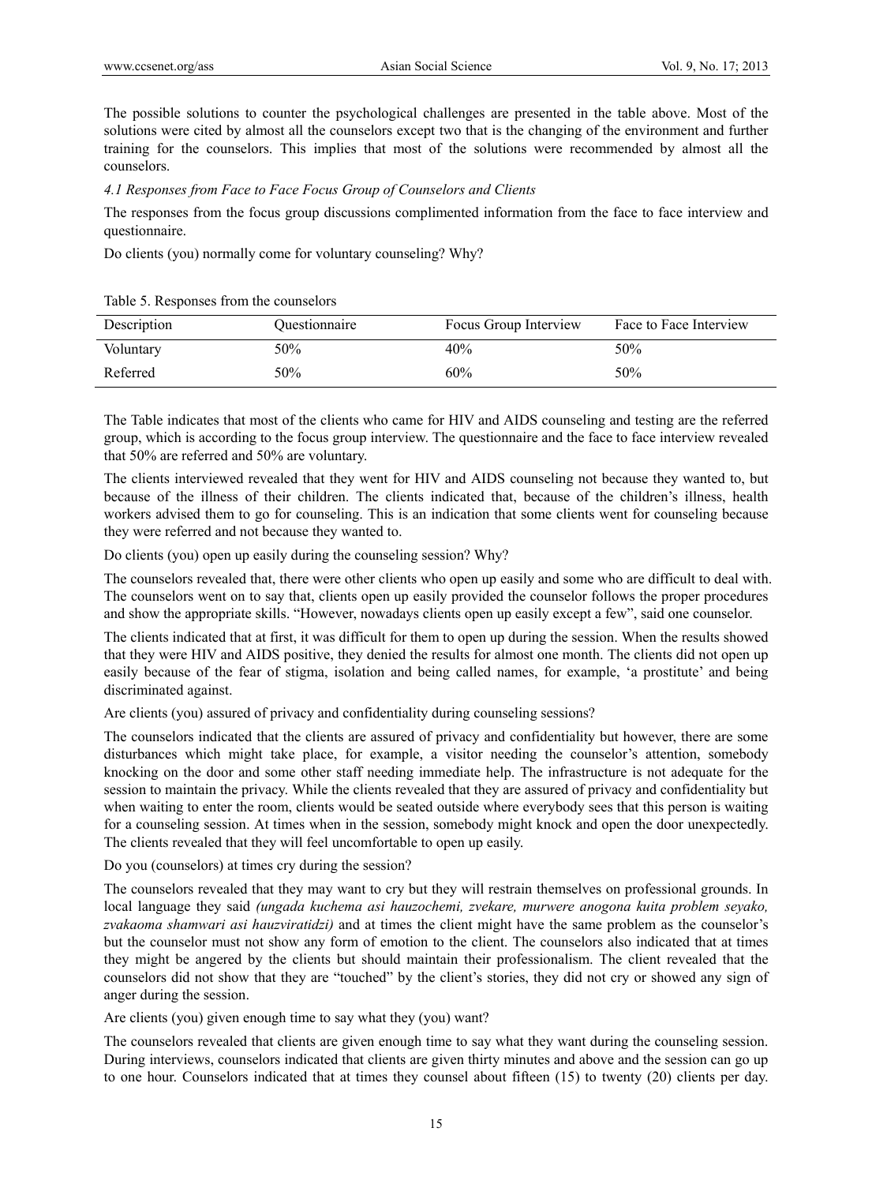The possible solutions to counter the psychological challenges are presented in the table above. Most of the solutions were cited by almost all the counselors except two that is the changing of the environment and further training for the counselors. This implies that most of the solutions were recommended by almost all the counselors.

### *4.1 Responses from Face to Face Focus Group of Counselors and Clients*

The responses from the focus group discussions complimented information from the face to face interview and questionnaire.

Do clients (you) normally come for voluntary counseling? Why?

Table 5. Responses from the counselors

| Description | Questionnaire | Focus Group Interview | Face to Face Interview |
|---|---|---|---|
| Voluntary | 50% | 40% | 50% |
| Referred | 50% | 60% | 50% |

The Table indicates that most of the clients who came for HIV and AIDS counseling and testing are the referred group, which is according to the focus group interview. The questionnaire and the face to face interview revealed that 50% are referred and 50% are voluntary.

The clients interviewed revealed that they went for HIV and AIDS counseling not because they wanted to, but because of the illness of their children. The clients indicated that, because of the children's illness, health workers advised them to go for counseling. This is an indication that some clients went for counseling because they were referred and not because they wanted to.

Do clients (you) open up easily during the counseling session? Why?

The counselors revealed that, there were other clients who open up easily and some who are difficult to deal with. The counselors went on to say that, clients open up easily provided the counselor follows the proper procedures and show the appropriate skills. "However, nowadays clients open up easily except a few", said one counselor.

The clients indicated that at first, it was difficult for them to open up during the session. When the results showed that they were HIV and AIDS positive, they denied the results for almost one month. The clients did not open up easily because of the fear of stigma, isolation and being called names, for example, 'a prostitute' and being discriminated against.

Are clients (you) assured of privacy and confidentiality during counseling sessions?

The counselors indicated that the clients are assured of privacy and confidentiality but however, there are some disturbances which might take place, for example, a visitor needing the counselor's attention, somebody knocking on the door and some other staff needing immediate help. The infrastructure is not adequate for the session to maintain the privacy. While the clients revealed that they are assured of privacy and confidentiality but when waiting to enter the room, clients would be seated outside where everybody sees that this person is waiting for a counseling session. At times when in the session, somebody might knock and open the door unexpectedly. The clients revealed that they will feel uncomfortable to open up easily.

Do you (counselors) at times cry during the session?

The counselors revealed that they may want to cry but they will restrain themselves on professional grounds. In local language they said *(ungada kuchema asi hauzochemi, zvekare, murwere anogona kuita problem seyako, zvakaoma shamwari asi hauzviratidzi)* and at times the client might have the same problem as the counselor's but the counselor must not show any form of emotion to the client. The counselors also indicated that at times they might be angered by the clients but should maintain their professionalism. The client revealed that the counselors did not show that they are "touched" by the client's stories, they did not cry or showed any sign of anger during the session.

Are clients (you) given enough time to say what they (you) want?

The counselors revealed that clients are given enough time to say what they want during the counseling session. During interviews, counselors indicated that clients are given thirty minutes and above and the session can go up to one hour. Counselors indicated that at times they counsel about fifteen (15) to twenty (20) clients per day.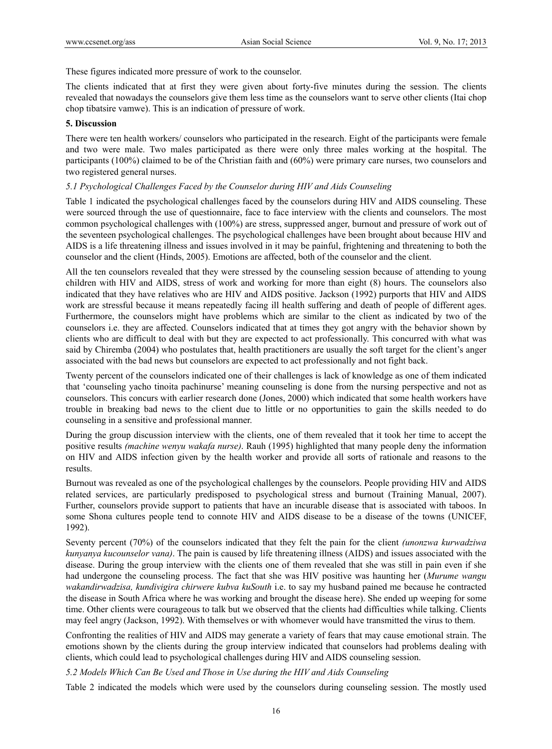These figures indicated more pressure of work to the counselor.

The clients indicated that at first they were given about forty-five minutes during the session. The clients revealed that nowadays the counselors give them less time as the counselors want to serve other clients (Itai chop chop tibatsire vamwe). This is an indication of pressure of work.

## 5. Discussion

There were ten health workers/ counselors who participated in the research. Eight of the participants were female and two were male. Two males participated as there were only three males working at the hospital. The participants (100%) claimed to be of the Christian faith and (60%) were primary care nurses, two counselors and two registered general nurses.

### *5.1 Psychological Challenges Faced by the Counselor during HIV and Aids Counseling*

Table 1 indicated the psychological challenges faced by the counselors during HIV and AIDS counseling. These were sourced through the use of questionnaire, face to face interview with the clients and counselors. The most common psychological challenges with (100%) are stress, suppressed anger, burnout and pressure of work out of the seventeen psychological challenges. The psychological challenges have been brought about because HIV and AIDS is a life threatening illness and issues involved in it may be painful, frightening and threatening to both the counselor and the client (Hinds, 2005). Emotions are affected, both of the counselor and the client.

All the ten counselors revealed that they were stressed by the counseling session because of attending to young children with HIV and AIDS, stress of work and working for more than eight (8) hours. The counselors also indicated that they have relatives who are HIV and AIDS positive. Jackson (1992) purports that HIV and AIDS work are stressful because it means repeatedly facing ill health suffering and death of people of different ages. Furthermore, the counselors might have problems which are similar to the client as indicated by two of the counselors i.e. they are affected. Counselors indicated that at times they got angry with the behavior shown by clients who are difficult to deal with but they are expected to act professionally. This concurred with what was said by Chiremba (2004) who postulates that, health practitioners are usually the soft target for the client's anger associated with the bad news but counselors are expected to act professionally and not fight back.

Twenty percent of the counselors indicated one of their challenges is lack of knowledge as one of them indicated that 'counseling yacho tinoita pachinurse' meaning counseling is done from the nursing perspective and not as counselors. This concurs with earlier research done (Jones, 2000) which indicated that some health workers have trouble in breaking bad news to the client due to little or no opportunities to gain the skills needed to do counseling in a sensitive and professional manner.

During the group discussion interview with the clients, one of them revealed that it took her time to accept the positive results *(machine wenyu wakafa nurse)*. Rauh (1995) highlighted that many people deny the information on HIV and AIDS infection given by the health worker and provide all sorts of rationale and reasons to the results.

Burnout was revealed as one of the psychological challenges by the counselors. People providing HIV and AIDS related services, are particularly predisposed to psychological stress and burnout (Training Manual, 2007). Further, counselors provide support to patients that have an incurable disease that is associated with taboos. In some Shona cultures people tend to connote HIV and AIDS disease to be a disease of the towns (UNICEF, 1992).

Seventy percent (70%) of the counselors indicated that they felt the pain for the client *(unonzwa kurwadziwa kunyanya kucounselor vana)*. The pain is caused by life threatening illness (AIDS) and issues associated with the disease. During the group interview with the clients one of them revealed that she was still in pain even if she had undergone the counseling process. The fact that she was HIV positive was haunting her (*Murume wangu wakandirwadzisa, kundivigira chirwere kubva kuSouth* i.e. to say my husband pained me because he contracted the disease in South Africa where he was working and brought the disease here). She ended up weeping for some time. Other clients were courageous to talk but we observed that the clients had difficulties while talking. Clients may feel angry (Jackson, 1992). With themselves or with whomever would have transmitted the virus to them.

Confronting the realities of HIV and AIDS may generate a variety of fears that may cause emotional strain. The emotions shown by the clients during the group interview indicated that counselors had problems dealing with clients, which could lead to psychological challenges during HIV and AIDS counseling session.

### *5.2 Models Which Can Be Used and Those in Use during the HIV and Aids Counseling*

Table 2 indicated the models which were used by the counselors during counseling session. The mostly used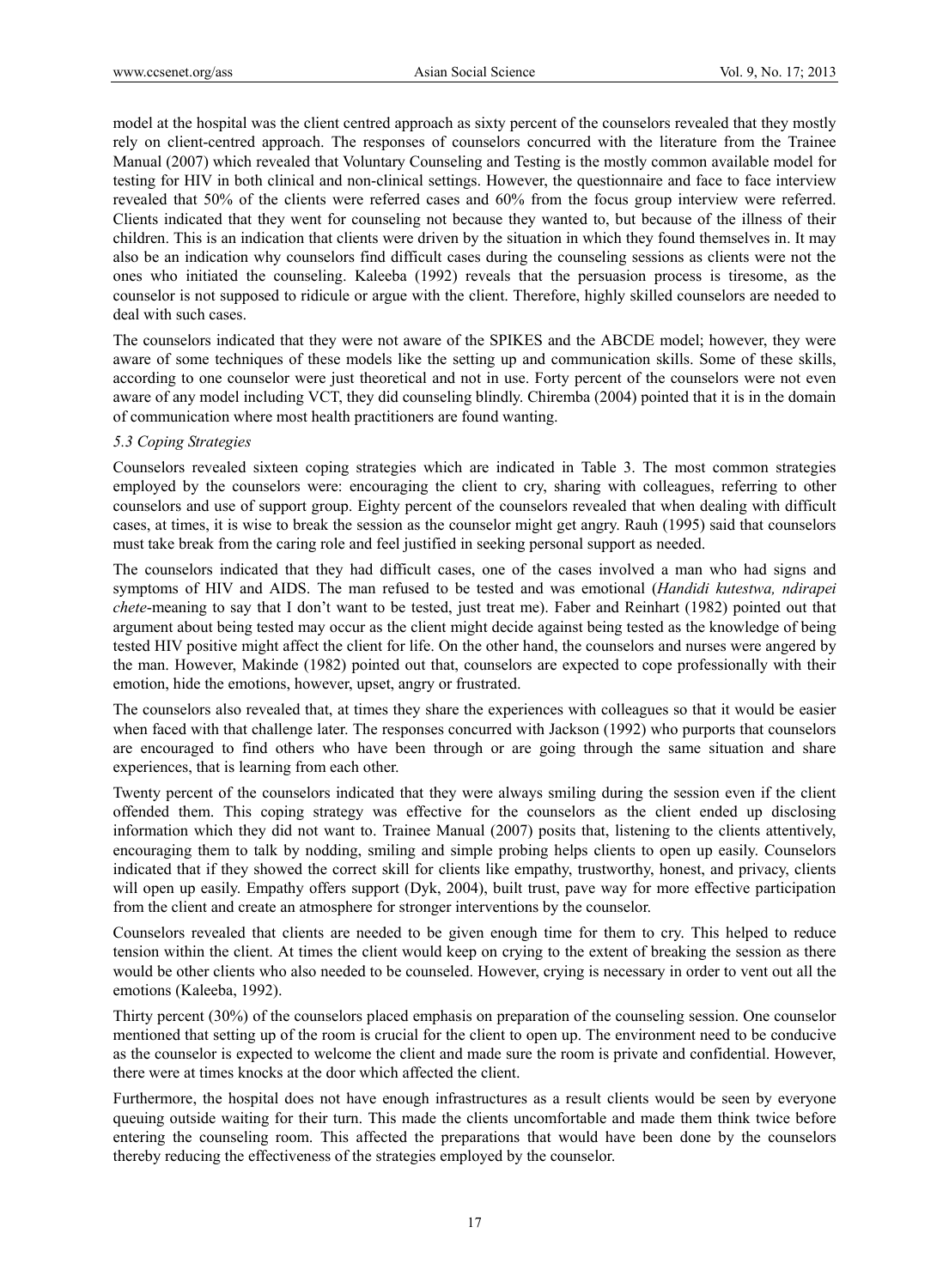model at the hospital was the client centred approach as sixty percent of the counselors revealed that they mostly rely on client-centred approach. The responses of counselors concurred with the literature from the Trainee Manual (2007) which revealed that Voluntary Counseling and Testing is the mostly common available model for testing for HIV in both clinical and non-clinical settings. However, the questionnaire and face to face interview revealed that 50% of the clients were referred cases and 60% from the focus group interview were referred. Clients indicated that they went for counseling not because they wanted to, but because of the illness of their children. This is an indication that clients were driven by the situation in which they found themselves in. It may also be an indication why counselors find difficult cases during the counseling sessions as clients were not the ones who initiated the counseling. Kaleeba (1992) reveals that the persuasion process is tiresome, as the counselor is not supposed to ridicule or argue with the client. Therefore, highly skilled counselors are needed to deal with such cases.

The counselors indicated that they were not aware of the SPIKES and the ABCDE model; however, they were aware of some techniques of these models like the setting up and communication skills. Some of these skills, according to one counselor were just theoretical and not in use. Forty percent of the counselors were not even aware of any model including VCT, they did counseling blindly. Chiremba (2004) pointed that it is in the domain of communication where most health practitioners are found wanting.

### *5.3 Coping Strategies*

Counselors revealed sixteen coping strategies which are indicated in Table 3. The most common strategies employed by the counselors were: encouraging the client to cry, sharing with colleagues, referring to other counselors and use of support group. Eighty percent of the counselors revealed that when dealing with difficult cases, at times, it is wise to break the session as the counselor might get angry. Rauh (1995) said that counselors must take break from the caring role and feel justified in seeking personal support as needed.

The counselors indicated that they had difficult cases, one of the cases involved a man who had signs and symptoms of HIV and AIDS. The man refused to be tested and was emotional (*Handidi kutestwa, ndirapei chete*-meaning to say that I don't want to be tested, just treat me). Faber and Reinhart (1982) pointed out that argument about being tested may occur as the client might decide against being tested as the knowledge of being tested HIV positive might affect the client for life. On the other hand, the counselors and nurses were angered by the man. However, Makinde (1982) pointed out that, counselors are expected to cope professionally with their emotion, hide the emotions, however, upset, angry or frustrated.

The counselors also revealed that, at times they share the experiences with colleagues so that it would be easier when faced with that challenge later. The responses concurred with Jackson (1992) who purports that counselors are encouraged to find others who have been through or are going through the same situation and share experiences, that is learning from each other.

Twenty percent of the counselors indicated that they were always smiling during the session even if the client offended them. This coping strategy was effective for the counselors as the client ended up disclosing information which they did not want to. Trainee Manual (2007) posits that, listening to the clients attentively, encouraging them to talk by nodding, smiling and simple probing helps clients to open up easily. Counselors indicated that if they showed the correct skill for clients like empathy, trustworthy, honest, and privacy, clients will open up easily. Empathy offers support (Dyk, 2004), built trust, pave way for more effective participation from the client and create an atmosphere for stronger interventions by the counselor.

Counselors revealed that clients are needed to be given enough time for them to cry. This helped to reduce tension within the client. At times the client would keep on crying to the extent of breaking the session as there would be other clients who also needed to be counseled. However, crying is necessary in order to vent out all the emotions (Kaleeba, 1992).

Thirty percent (30%) of the counselors placed emphasis on preparation of the counseling session. One counselor mentioned that setting up of the room is crucial for the client to open up. The environment need to be conducive as the counselor is expected to welcome the client and made sure the room is private and confidential. However, there were at times knocks at the door which affected the client.

Furthermore, the hospital does not have enough infrastructures as a result clients would be seen by everyone queuing outside waiting for their turn. This made the clients uncomfortable and made them think twice before entering the counseling room. This affected the preparations that would have been done by the counselors thereby reducing the effectiveness of the strategies employed by the counselor.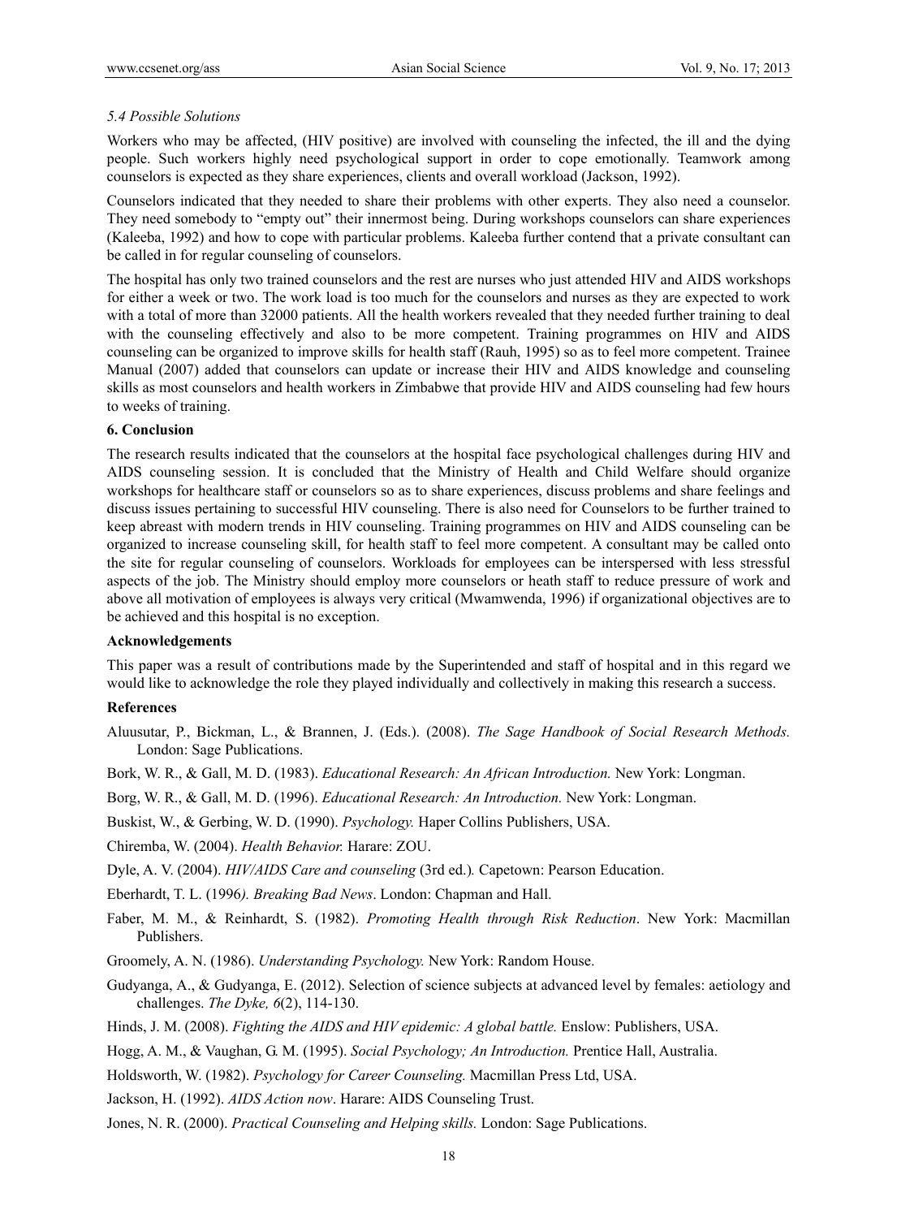### *5.4 Possible Solutions*

Workers who may be affected, (HIV positive) are involved with counseling the infected, the ill and the dying people. Such workers highly need psychological support in order to cope emotionally. Teamwork among counselors is expected as they share experiences, clients and overall workload (Jackson, 1992).

Counselors indicated that they needed to share their problems with other experts. They also need a counselor. They need somebody to "empty out" their innermost being. During workshops counselors can share experiences (Kaleeba, 1992) and how to cope with particular problems. Kaleeba further contend that a private consultant can be called in for regular counseling of counselors.

The hospital has only two trained counselors and the rest are nurses who just attended HIV and AIDS workshops for either a week or two. The work load is too much for the counselors and nurses as they are expected to work with a total of more than 32000 patients. All the health workers revealed that they needed further training to deal with the counseling effectively and also to be more competent. Training programmes on HIV and AIDS counseling can be organized to improve skills for health staff (Rauh, 1995) so as to feel more competent. Trainee Manual (2007) added that counselors can update or increase their HIV and AIDS knowledge and counseling skills as most counselors and health workers in Zimbabwe that provide HIV and AIDS counseling had few hours to weeks of training.

## 6. Conclusion

The research results indicated that the counselors at the hospital face psychological challenges during HIV and AIDS counseling session. It is concluded that the Ministry of Health and Child Welfare should organize workshops for healthcare staff or counselors so as to share experiences, discuss problems and share feelings and discuss issues pertaining to successful HIV counseling. There is also need for Counselors to be further trained to keep abreast with modern trends in HIV counseling. Training programmes on HIV and AIDS counseling can be organized to increase counseling skill, for health staff to feel more competent. A consultant may be called onto the site for regular counseling of counselors. Workloads for employees can be interspersed with less stressful aspects of the job. The Ministry should employ more counselors or heath staff to reduce pressure of work and above all motivation of employees is always very critical (Mwamwenda, 1996) if organizational objectives are to be achieved and this hospital is no exception.

## Acknowledgements

This paper was a result of contributions made by the Superintended and staff of hospital and in this regard we would like to acknowledge the role they played individually and collectively in making this research a success.

## References

Aluusutar, P., Bickman, L., & Brannen, J. (Eds.). (2008). *The Sage Handbook of Social Research Methods.* London: Sage Publications.

Bork, W. R., & Gall, M. D. (1983). *Educational Research: An African Introduction.* New York: Longman.

Borg, W. R., & Gall, M. D. (1996). *Educational Research: An Introduction.* New York: Longman.

Buskist, W., & Gerbing, W. D. (1990). *Psychology.* Haper Collins Publishers, USA.

Chiremba, W. (2004). *Health Behavior.* Harare: ZOU.

Dyle, A. V. (2004). *HIV/AIDS Care and counseling* (3rd ed.)*.* Capetown: Pearson Education.

Eberhardt, T. L. (1996*). Breaking Bad News*. London: Chapman and Hall.

Faber, M. M., & Reinhardt, S. (1982). *Promoting Health through Risk Reduction*. New York: Macmillan Publishers.

Groomely, A. N. (1986). *Understanding Psychology.* New York: Random House.

Gudyanga, A., & Gudyanga, E. (2012). Selection of science subjects at advanced level by females: aetiology and challenges. *The Dyke, 6*(2), 114-130.

Hinds, J. M. (2008). *Fighting the AIDS and HIV epidemic: A global battle.* Enslow: Publishers, USA.

Hogg, A. M., & Vaughan, G. M. (1995). *Social Psychology; An Introduction.* Prentice Hall, Australia.

Holdsworth, W. (1982). *Psychology for Career Counseling.* Macmillan Press Ltd, USA.

Jackson, H. (1992). *AIDS Action now*. Harare: AIDS Counseling Trust.

Jones, N. R. (2000). *Practical Counseling and Helping skills.* London: Sage Publications.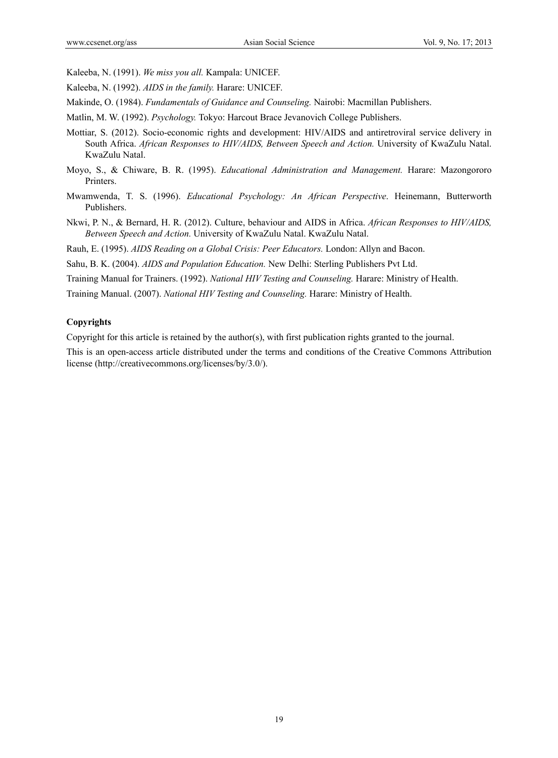Kaleeba, N. (1991). *We miss you all.* Kampala: UNICEF.

Kaleeba, N. (1992). *AIDS in the family.* Harare: UNICEF.

Makinde, O. (1984). *Fundamentals of Guidance and Counseling.* Nairobi: Macmillan Publishers.

Matlin, M. W. (1992). *Psychology.* Tokyo: Harcout Brace Jevanovich College Publishers.

Mottiar, S. (2012). Socio-economic rights and development: HIV/AIDS and antiretroviral service delivery in South Africa. *African Responses to HIV/AIDS, Between Speech and Action.* University of KwaZulu Natal. KwaZulu Natal.

Moyo, S., & Chiware, B. R. (1995). *Educational Administration and Management.* Harare: Mazongororo Printers.

Mwamwenda, T. S. (1996). *Educational Psychology: An African Perspective*. Heinemann, Butterworth Publishers.

Nkwi, P. N., & Bernard, H. R. (2012). Culture, behaviour and AIDS in Africa. *African Responses to HIV/AIDS, Between Speech and Action.* University of KwaZulu Natal. KwaZulu Natal.

Rauh, E. (1995). *AIDS Reading on a Global Crisis: Peer Educators.* London: Allyn and Bacon.

Sahu, B. K. (2004). *AIDS and Population Education.* New Delhi: Sterling Publishers Pvt Ltd.

Training Manual for Trainers. (1992). *National HIV Testing and Counseling.* Harare: Ministry of Health.

Training Manual. (2007). *National HIV Testing and Counseling.* Harare: Ministry of Health.

**Copyrights**

Copyright for this article is retained by the author(s), with first publication rights granted to the journal.

This is an open-access article distributed under the terms and conditions of the Creative Commons Attribution license (http://creativecommons.org/licenses/by/3.0/).